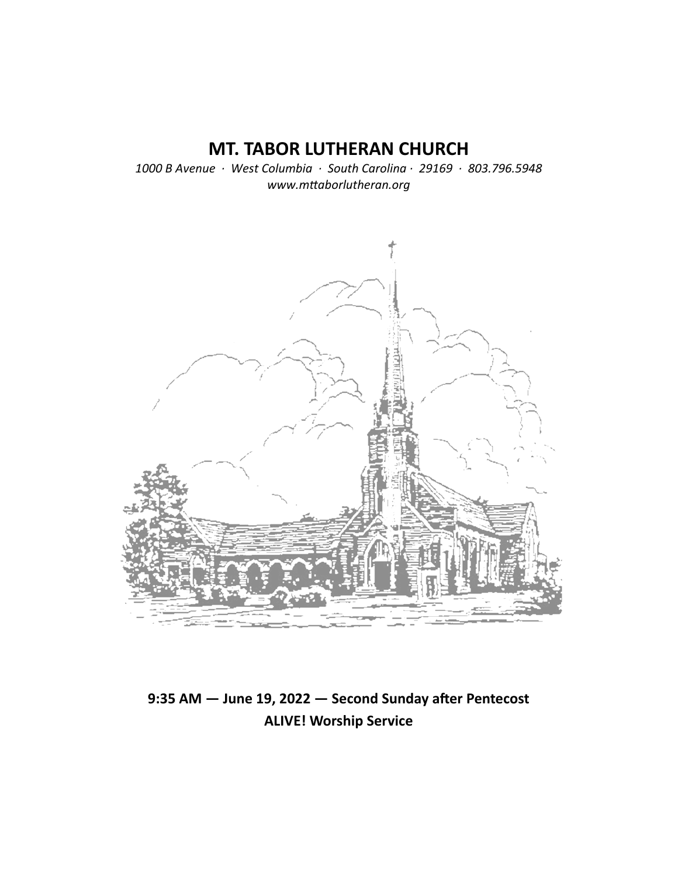# MT. TABOR LUTHERAN CHURCH

*1000 B Avenue · West Columbia · South Carolina · 29169 · 803.796.5948*
*www.mttaborlutheran.org*

**9:35 AM — June 19, 2022 — Second Sunday after Pentecost**
**ALIVE! Worship Service**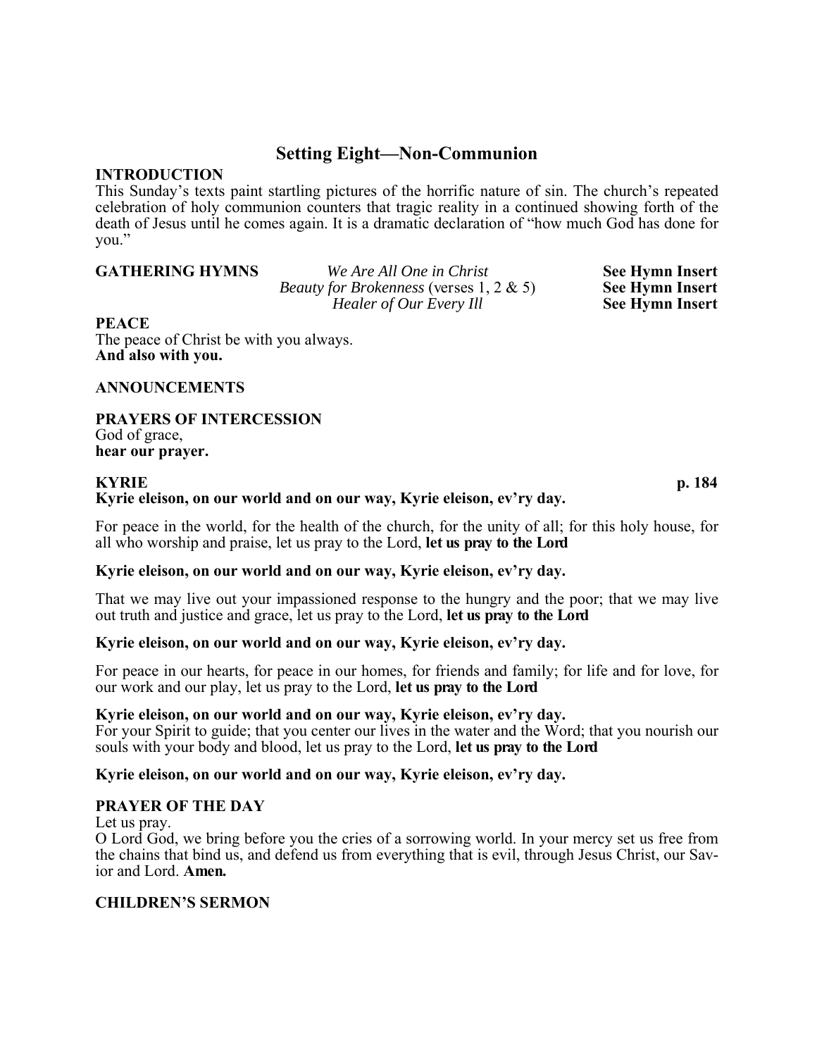# Setting Eight—Non-Communion

**INTRODUCTION**

This Sunday's texts paint startling pictures of the horrific nature of sin. The church's repeated celebration of holy communion counters that tragic reality in a continued showing forth of the death of Jesus until he comes again. It is a dramatic declaration of "how much God has done for you."

| **GATHERING HYMNS** | *We Are All One in Christ* | **See Hymn Insert** |
|---|---|---|
| | *Beauty for Brokenness* (verses 1, 2 & 5) | **See Hymn Insert** |
| | *Healer of Our Every Ill* | **See Hymn Insert** |

**PEACE**

The peace of Christ be with you always.
**And also with you.**

**ANNOUNCEMENTS**

**PRAYERS OF INTERCESSION**

God of grace,
**hear our prayer.**

**KYRIE** **p. 184**

**Kyrie eleison, on our world and on our way, Kyrie eleison, ev'ry day.**

For peace in the world, for the health of the church, for the unity of all; for this holy house, for all who worship and praise, let us pray to the Lord, **let us pray to the Lord**

**Kyrie eleison, on our world and on our way, Kyrie eleison, ev'ry day.**

That we may live out your impassioned response to the hungry and the poor; that we may live out truth and justice and grace, let us pray to the Lord, **let us pray to the Lord**

**Kyrie eleison, on our world and on our way, Kyrie eleison, ev'ry day.**

For peace in our hearts, for peace in our homes, for friends and family; for life and for love, for our work and our play, let us pray to the Lord, **let us pray to the Lord**

**Kyrie eleison, on our world and on our way, Kyrie eleison, ev'ry day.**

For your Spirit to guide; that you center our lives in the water and the Word; that you nourish our souls with your body and blood, let us pray to the Lord, **let us pray to the Lord**

**Kyrie eleison, on our world and on our way, Kyrie eleison, ev'ry day.**

**PRAYER OF THE DAY**

Let us pray.
O Lord God, we bring before you the cries of a sorrowing world. In your mercy set us free from the chains that bind us, and defend us from everything that is evil, through Jesus Christ, our Savior and Lord. **Amen.**

**CHILDREN'S SERMON**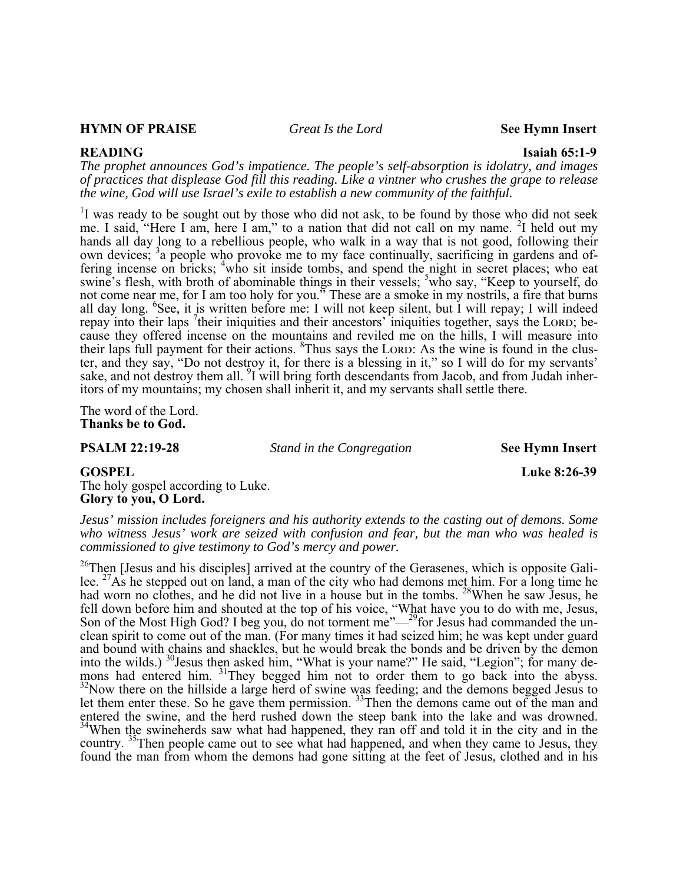**HYMN OF PRAISE** *Great Is the Lord* **See Hymn Insert**

**READING** **Isaiah 65:1-9**

*The prophet announces God's impatience. The people's self-absorption is idolatry, and images of practices that displease God fill this reading. Like a vintner who crushes the grape to release the wine, God will use Israel's exile to establish a new community of the faithful.*

[1]I was ready to be sought out by those who did not ask, to be found by those who did not seek me. I said, "Here I am, here I am," to a nation that did not call on my name. [2]I held out my hands all day long to a rebellious people, who walk in a way that is not good, following their own devices; [3]a people who provoke me to my face continually, sacrificing in gardens and offering incense on bricks; [4]who sit inside tombs, and spend the night in secret places; who eat swine's flesh, with broth of abominable things in their vessels; [5]who say, "Keep to yourself, do not come near me, for I am too holy for you." These are a smoke in my nostrils, a fire that burns all day long. [6]See, it is written before me: I will not keep silent, but I will repay; I will indeed repay into their laps [7]their iniquities and their ancestors' iniquities together, says the LORD; because they offered incense on the mountains and reviled me on the hills, I will measure into their laps full payment for their actions. [8]Thus says the LORD: As the wine is found in the cluster, and they say, "Do not destroy it, for there is a blessing in it," so I will do for my servants' sake, and not destroy them all. [9]I will bring forth descendants from Jacob, and from Judah inheritors of my mountains; my chosen shall inherit it, and my servants shall settle there.

The word of the Lord.
**Thanks be to God.**

**PSALM 22:19-28** *Stand in the Congregation* **See Hymn Insert**

**GOSPEL** **Luke 8:26-39**

The holy gospel according to Luke.
**Glory to you, O Lord.**

*Jesus' mission includes foreigners and his authority extends to the casting out of demons. Some who witness Jesus' work are seized with confusion and fear, but the man who was healed is commissioned to give testimony to God's mercy and power.*

[26]Then [Jesus and his disciples] arrived at the country of the Gerasenes, which is opposite Galilee. [27]As he stepped out on land, a man of the city who had demons met him. For a long time he had worn no clothes, and he did not live in a house but in the tombs. [28]When he saw Jesus, he fell down before him and shouted at the top of his voice, "What have you to do with me, Jesus, Son of the Most High God? I beg you, do not torment me"—[29]for Jesus had commanded the unclean spirit to come out of the man. (For many times it had seized him; he was kept under guard and bound with chains and shackles, but he would break the bonds and be driven by the demon into the wilds.) [30]Jesus then asked him, "What is your name?" He said, "Legion"; for many demons had entered him. [31]They begged him not to order them to go back into the abyss. [32]Now there on the hillside a large herd of swine was feeding; and the demons begged Jesus to let them enter these. So he gave them permission. [33]Then the demons came out of the man and entered the swine, and the herd rushed down the steep bank into the lake and was drowned. [34]When the swineherds saw what had happened, they ran off and told it in the city and in the country. [35]Then people came out to see what had happened, and when they came to Jesus, they found the man from whom the demons had gone sitting at the feet of Jesus, clothed and in his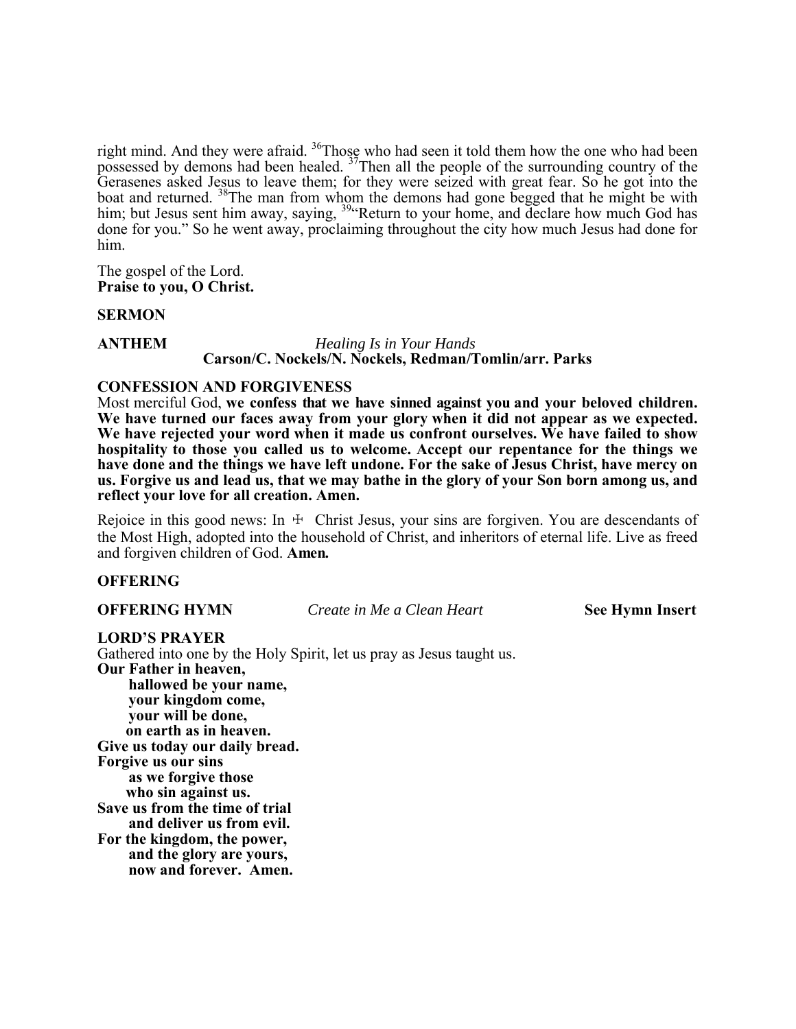right mind. And they were afraid. [36]Those who had seen it told them how the one who had been possessed by demons had been healed. [37]Then all the people of the surrounding country of the Gerasenes asked Jesus to leave them; for they were seized with great fear. So he got into the boat and returned. [38]The man from whom the demons had gone begged that he might be with him; but Jesus sent him away, saying, [39]"Return to your home, and declare how much God has done for you." So he went away, proclaiming throughout the city how much Jesus had done for him.

The gospel of the Lord.
**Praise to you, O Christ.**

**SERMON**

**ANTHEM** *Healing Is in Your Hands*
**Carson/C. Nockels/N. Nockels, Redman/Tomlin/arr. Parks**

**CONFESSION AND FORGIVENESS**

Most merciful God, **we confess that we have sinned against you and your beloved children. We have turned our faces away from your glory when it did not appear as we expected. We have rejected your word when it made us confront ourselves. We have failed to show hospitality to those you called us to welcome. Accept our repentance for the things we have done and the things we have left undone. For the sake of Jesus Christ, have mercy on us. Forgive us and lead us, that we may bathe in the glory of your Son born among us, and reflect your love for all creation. Amen.**

Rejoice in this good news: In ☩ Christ Jesus, your sins are forgiven. You are descendants of the Most High, adopted into the household of Christ, and inheritors of eternal life. Live as freed and forgiven children of God. **Amen.**

**OFFERING**

**OFFERING HYMN** *Create in Me a Clean Heart* **See Hymn Insert**

**LORD'S PRAYER**

Gathered into one by the Holy Spirit, let us pray as Jesus taught us.

**Our Father in heaven,**
**hallowed be your name,**
**your kingdom come,**
**your will be done,**
**on earth as in heaven.**
**Give us today our daily bread.**
**Forgive us our sins**
**as we forgive those**
**who sin against us.**
**Save us from the time of trial**
**and deliver us from evil.**
**For the kingdom, the power,**
**and the glory are yours,**
**now and forever. Amen.**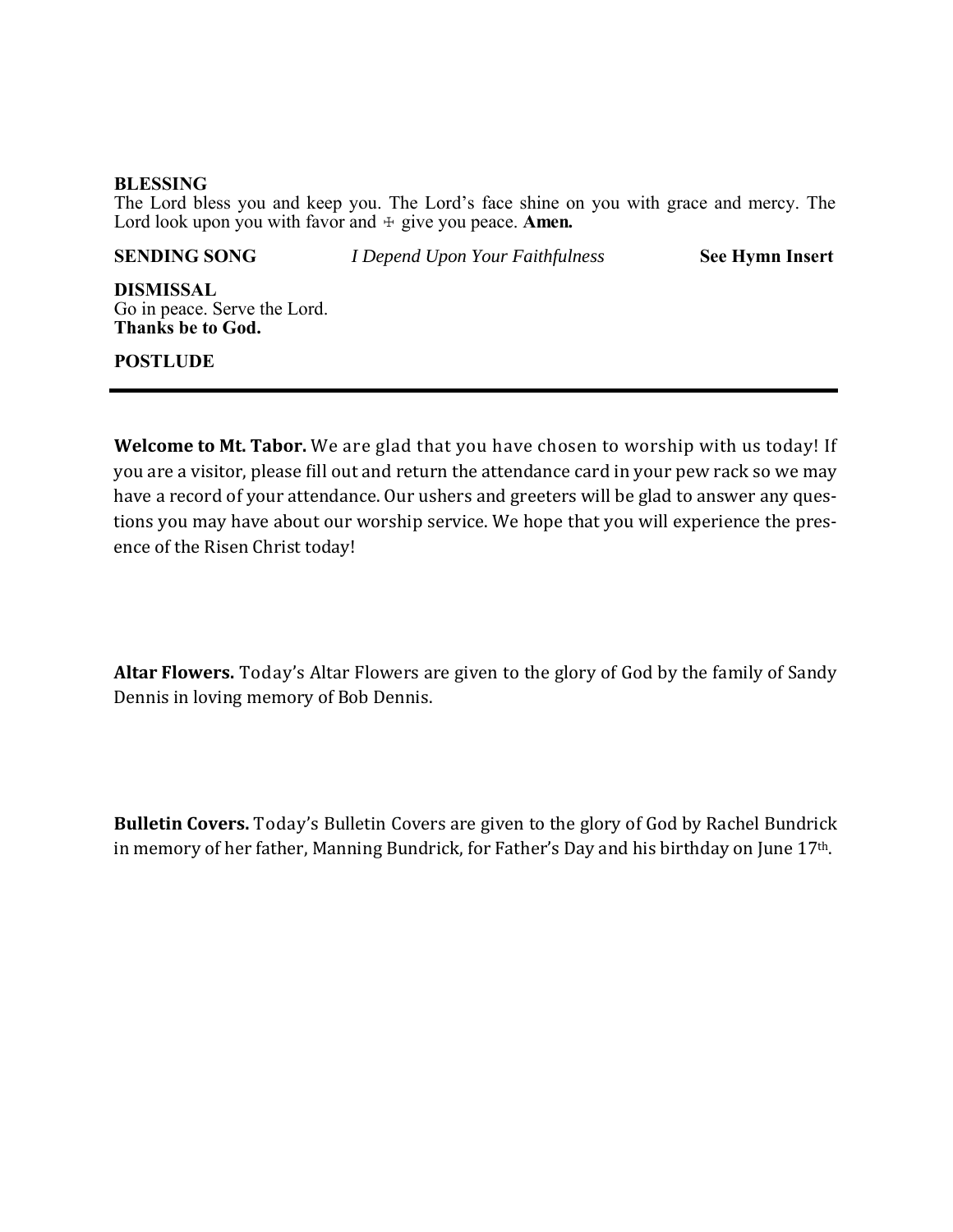**BLESSING**

The Lord bless you and keep you. The Lord's face shine on you with grace and mercy. The Lord look upon you with favor and ☩ give you peace. **Amen.**

**SENDING SONG** *I Depend Upon Your Faithfulness* **See Hymn Insert**

**DISMISSAL**

Go in peace. Serve the Lord.
**Thanks be to God.**

**POSTLUDE**

---

**Welcome to Mt. Tabor.** We are glad that you have chosen to worship with us today! If you are a visitor, please fill out and return the attendance card in your pew rack so we may have a record of your attendance. Our ushers and greeters will be glad to answer any questions you may have about our worship service. We hope that you will experience the presence of the Risen Christ today!

**Altar Flowers.** Today's Altar Flowers are given to the glory of God by the family of Sandy Dennis in loving memory of Bob Dennis.

**Bulletin Covers.** Today's Bulletin Covers are given to the glory of God by Rachel Bundrick in memory of her father, Manning Bundrick, for Father's Day and his birthday on June 17th.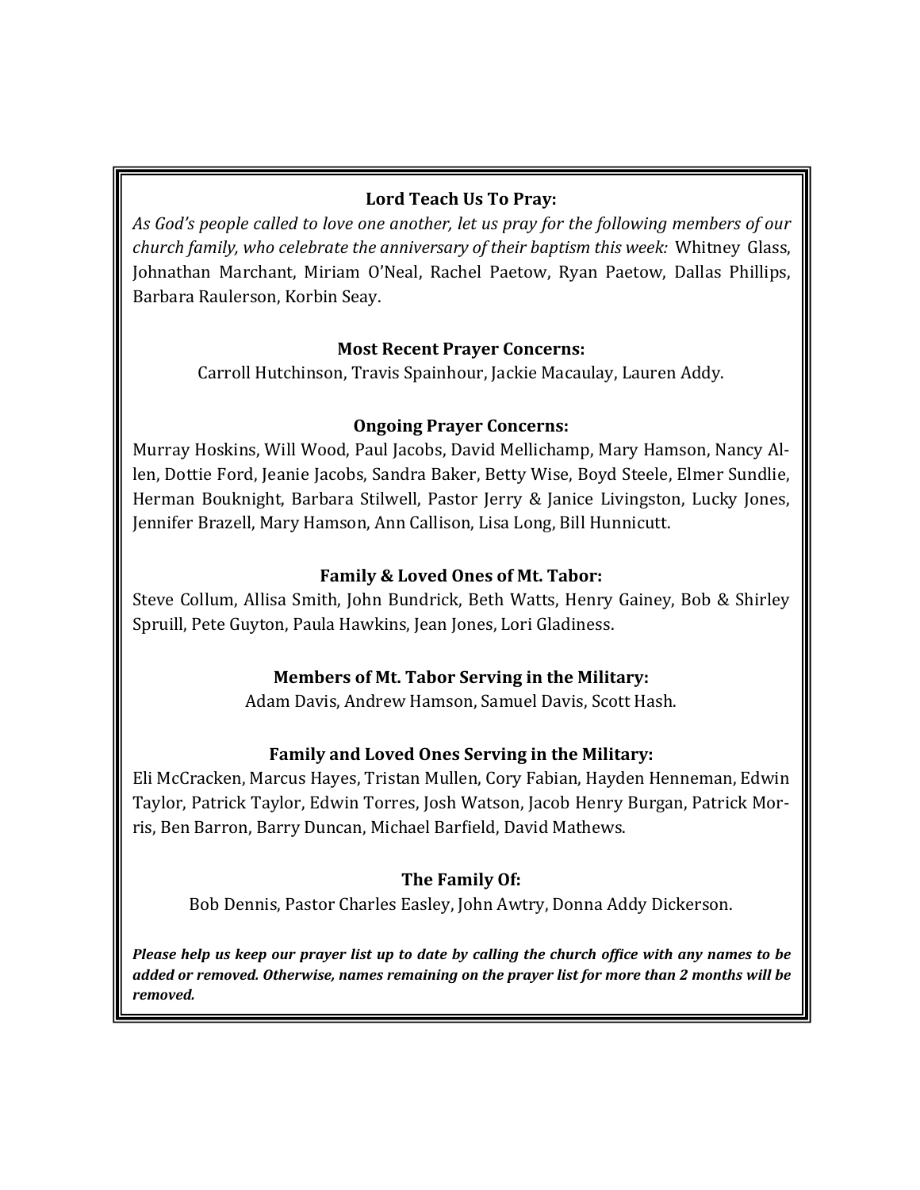**Lord Teach Us To Pray:**

*As God's people called to love one another, let us pray for the following members of our church family, who celebrate the anniversary of their baptism this week:* Whitney Glass, Johnathan Marchant, Miriam O'Neal, Rachel Paetow, Ryan Paetow, Dallas Phillips, Barbara Raulerson, Korbin Seay.

**Most Recent Prayer Concerns:**

Carroll Hutchinson, Travis Spainhour, Jackie Macaulay, Lauren Addy.

**Ongoing Prayer Concerns:**

Murray Hoskins, Will Wood, Paul Jacobs, David Mellichamp, Mary Hamson, Nancy Allen, Dottie Ford, Jeanie Jacobs, Sandra Baker, Betty Wise, Boyd Steele, Elmer Sundlie, Herman Bouknight, Barbara Stilwell, Pastor Jerry & Janice Livingston, Lucky Jones, Jennifer Brazell, Mary Hamson, Ann Callison, Lisa Long, Bill Hunnicutt.

**Family & Loved Ones of Mt. Tabor:**

Steve Collum, Allisa Smith, John Bundrick, Beth Watts, Henry Gainey, Bob & Shirley Spruill, Pete Guyton, Paula Hawkins, Jean Jones, Lori Gladiness.

**Members of Mt. Tabor Serving in the Military:**

Adam Davis, Andrew Hamson, Samuel Davis, Scott Hash.

**Family and Loved Ones Serving in the Military:**

Eli McCracken, Marcus Hayes, Tristan Mullen, Cory Fabian, Hayden Henneman, Edwin Taylor, Patrick Taylor, Edwin Torres, Josh Watson, Jacob Henry Burgan, Patrick Morris, Ben Barron, Barry Duncan, Michael Barfield, David Mathews.

**The Family Of:**

Bob Dennis, Pastor Charles Easley, John Awtry, Donna Addy Dickerson.

***Please help us keep our prayer list up to date by calling the church office with any names to be added or removed. Otherwise, names remaining on the prayer list for more than 2 months will be removed.***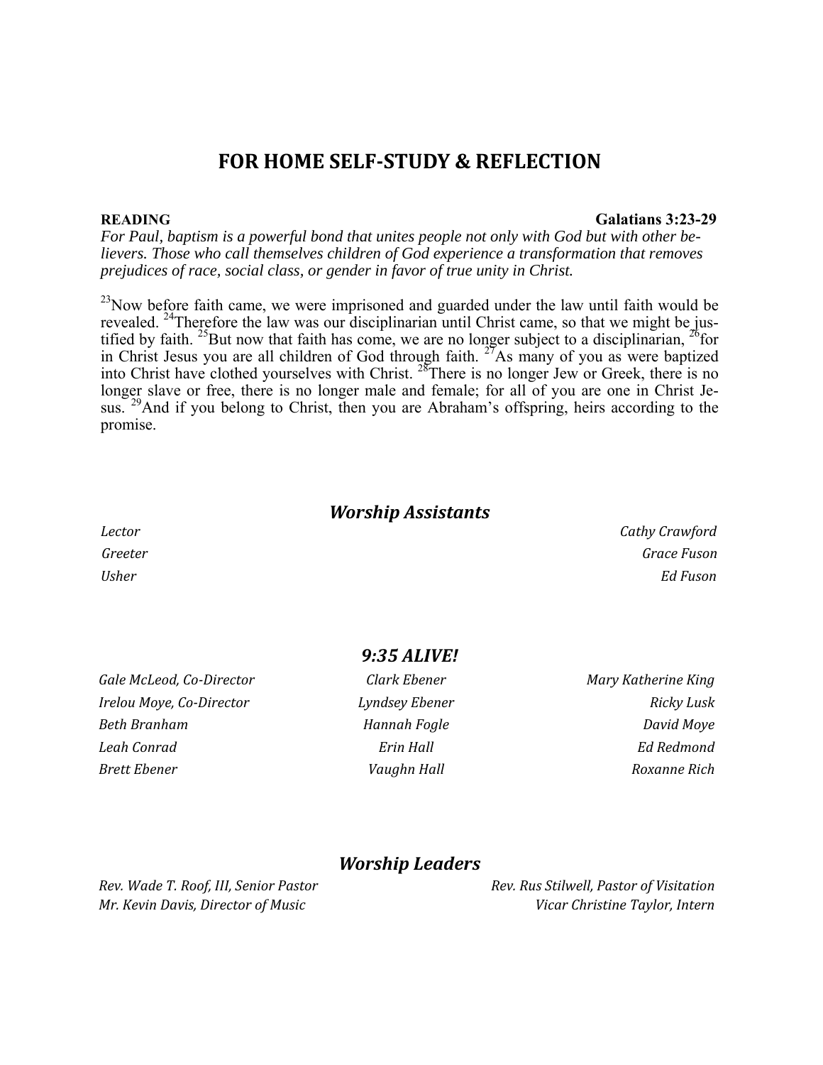# FOR HOME SELF-STUDY & REFLECTION

**READING** **Galatians 3:23-29**

*For Paul, baptism is a powerful bond that unites people not only with God but with other believers. Those who call themselves children of God experience a transformation that removes prejudices of race, social class, or gender in favor of true unity in Christ.*

[23]Now before faith came, we were imprisoned and guarded under the law until faith would be revealed. [24]Therefore the law was our disciplinarian until Christ came, so that we might be justified by faith. [25]But now that faith has come, we are no longer subject to a disciplinarian, [26]for in Christ Jesus you are all children of God through faith. [27]As many of you as were baptized into Christ have clothed yourselves with Christ. [28]There is no longer Jew or Greek, there is no longer slave or free, there is no longer male and female; for all of you are one in Christ Jesus. [29]And if you belong to Christ, then you are Abraham's offspring, heirs according to the promise.

## *Worship Assistants*

| | |
|---|---|
| *Lector* | *Cathy Crawford* |
| *Greeter* | *Grace Fuson* |
| *Usher* | *Ed Fuson* |

## *9:35 ALIVE!*

| | | |
|---|---|---|
| *Gale McLeod, Co-Director* | *Clark Ebener* | *Mary Katherine King* |
| *Irelou Moye, Co-Director* | *Lyndsey Ebener* | *Ricky Lusk* |
| *Beth Branham* | *Hannah Fogle* | *David Moye* |
| *Leah Conrad* | *Erin Hall* | *Ed Redmond* |
| *Brett Ebener* | *Vaughn Hall* | *Roxanne Rich* |

## *Worship Leaders*

| | |
|---|---|
| *Rev. Wade T. Roof, III, Senior Pastor* | *Rev. Rus Stilwell, Pastor of Visitation* |
| *Mr. Kevin Davis, Director of Music* | *Vicar Christine Taylor, Intern* |